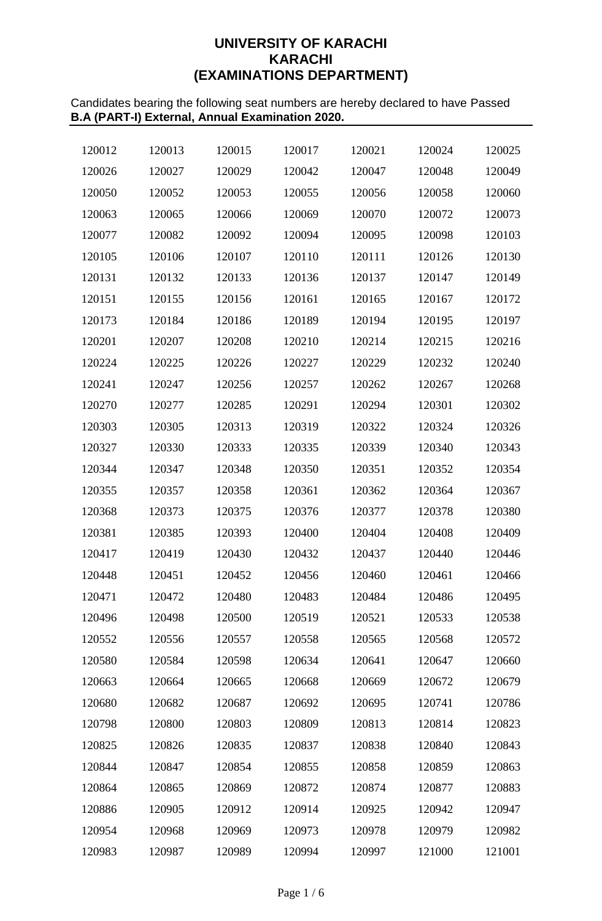# UNIVERSITY OF KARACHI
## KARACHI
## (EXAMINATIONS DEPARTMENT)

Candidates bearing the following seat numbers are hereby declared to have Passed
**B.A (PART-I) External, Annual Examination 2020.**

| | | | | | | |
|---|---|---|---|---|---|---|
| 120012 | 120013 | 120015 | 120017 | 120021 | 120024 | 120025 |
| 120026 | 120027 | 120029 | 120042 | 120047 | 120048 | 120049 |
| 120050 | 120052 | 120053 | 120055 | 120056 | 120058 | 120060 |
| 120063 | 120065 | 120066 | 120069 | 120070 | 120072 | 120073 |
| 120077 | 120082 | 120092 | 120094 | 120095 | 120098 | 120103 |
| 120105 | 120106 | 120107 | 120110 | 120111 | 120126 | 120130 |
| 120131 | 120132 | 120133 | 120136 | 120137 | 120147 | 120149 |
| 120151 | 120155 | 120156 | 120161 | 120165 | 120167 | 120172 |
| 120173 | 120184 | 120186 | 120189 | 120194 | 120195 | 120197 |
| 120201 | 120207 | 120208 | 120210 | 120214 | 120215 | 120216 |
| 120224 | 120225 | 120226 | 120227 | 120229 | 120232 | 120240 |
| 120241 | 120247 | 120256 | 120257 | 120262 | 120267 | 120268 |
| 120270 | 120277 | 120285 | 120291 | 120294 | 120301 | 120302 |
| 120303 | 120305 | 120313 | 120319 | 120322 | 120324 | 120326 |
| 120327 | 120330 | 120333 | 120335 | 120339 | 120340 | 120343 |
| 120344 | 120347 | 120348 | 120350 | 120351 | 120352 | 120354 |
| 120355 | 120357 | 120358 | 120361 | 120362 | 120364 | 120367 |
| 120368 | 120373 | 120375 | 120376 | 120377 | 120378 | 120380 |
| 120381 | 120385 | 120393 | 120400 | 120404 | 120408 | 120409 |
| 120417 | 120419 | 120430 | 120432 | 120437 | 120440 | 120446 |
| 120448 | 120451 | 120452 | 120456 | 120460 | 120461 | 120466 |
| 120471 | 120472 | 120480 | 120483 | 120484 | 120486 | 120495 |
| 120496 | 120498 | 120500 | 120519 | 120521 | 120533 | 120538 |
| 120552 | 120556 | 120557 | 120558 | 120565 | 120568 | 120572 |
| 120580 | 120584 | 120598 | 120634 | 120641 | 120647 | 120660 |
| 120663 | 120664 | 120665 | 120668 | 120669 | 120672 | 120679 |
| 120680 | 120682 | 120687 | 120692 | 120695 | 120741 | 120786 |
| 120798 | 120800 | 120803 | 120809 | 120813 | 120814 | 120823 |
| 120825 | 120826 | 120835 | 120837 | 120838 | 120840 | 120843 |
| 120844 | 120847 | 120854 | 120855 | 120858 | 120859 | 120863 |
| 120864 | 120865 | 120869 | 120872 | 120874 | 120877 | 120883 |
| 120886 | 120905 | 120912 | 120914 | 120925 | 120942 | 120947 |
| 120954 | 120968 | 120969 | 120973 | 120978 | 120979 | 120982 |
| 120983 | 120987 | 120989 | 120994 | 120997 | 121000 | 121001 |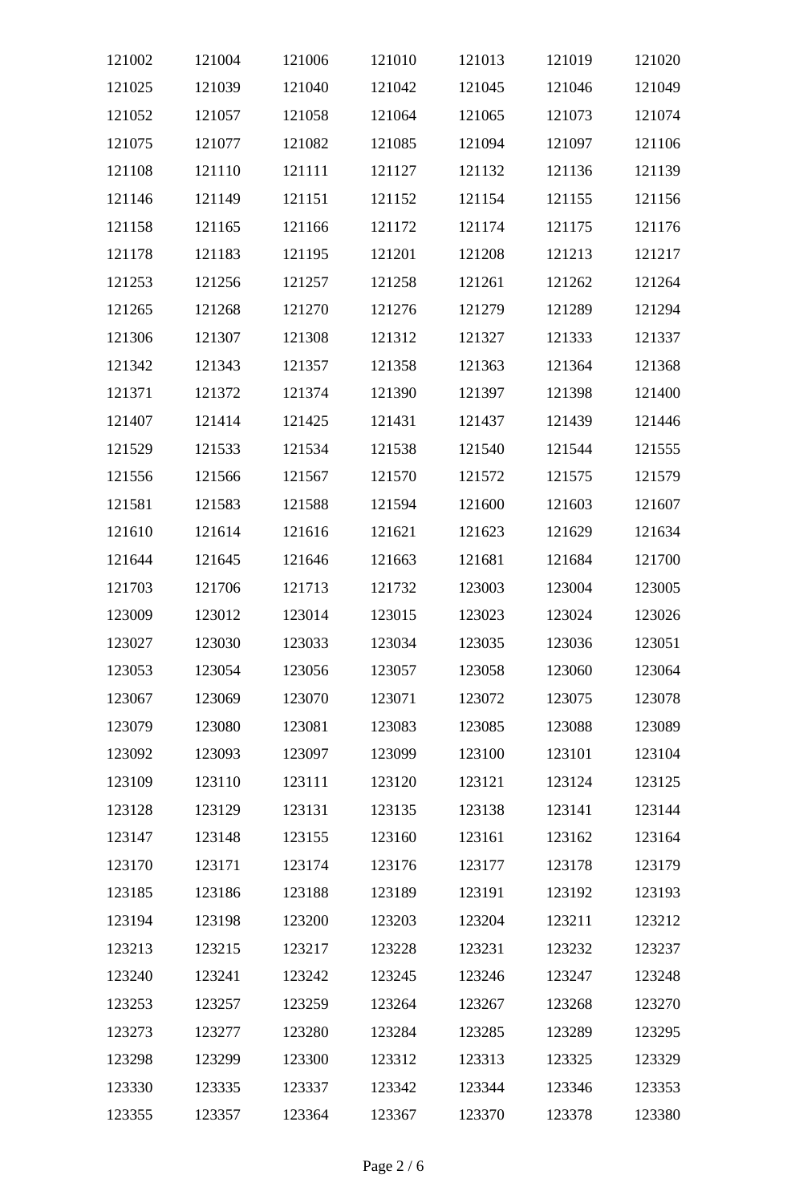| | | | | | | |
|---|---|---|---|---|---|---|
| 121002 | 121004 | 121006 | 121010 | 121013 | 121019 | 121020 |
| 121025 | 121039 | 121040 | 121042 | 121045 | 121046 | 121049 |
| 121052 | 121057 | 121058 | 121064 | 121065 | 121073 | 121074 |
| 121075 | 121077 | 121082 | 121085 | 121094 | 121097 | 121106 |
| 121108 | 121110 | 121111 | 121127 | 121132 | 121136 | 121139 |
| 121146 | 121149 | 121151 | 121152 | 121154 | 121155 | 121156 |
| 121158 | 121165 | 121166 | 121172 | 121174 | 121175 | 121176 |
| 121178 | 121183 | 121195 | 121201 | 121208 | 121213 | 121217 |
| 121253 | 121256 | 121257 | 121258 | 121261 | 121262 | 121264 |
| 121265 | 121268 | 121270 | 121276 | 121279 | 121289 | 121294 |
| 121306 | 121307 | 121308 | 121312 | 121327 | 121333 | 121337 |
| 121342 | 121343 | 121357 | 121358 | 121363 | 121364 | 121368 |
| 121371 | 121372 | 121374 | 121390 | 121397 | 121398 | 121400 |
| 121407 | 121414 | 121425 | 121431 | 121437 | 121439 | 121446 |
| 121529 | 121533 | 121534 | 121538 | 121540 | 121544 | 121555 |
| 121556 | 121566 | 121567 | 121570 | 121572 | 121575 | 121579 |
| 121581 | 121583 | 121588 | 121594 | 121600 | 121603 | 121607 |
| 121610 | 121614 | 121616 | 121621 | 121623 | 121629 | 121634 |
| 121644 | 121645 | 121646 | 121663 | 121681 | 121684 | 121700 |
| 121703 | 121706 | 121713 | 121732 | 123003 | 123004 | 123005 |
| 123009 | 123012 | 123014 | 123015 | 123023 | 123024 | 123026 |
| 123027 | 123030 | 123033 | 123034 | 123035 | 123036 | 123051 |
| 123053 | 123054 | 123056 | 123057 | 123058 | 123060 | 123064 |
| 123067 | 123069 | 123070 | 123071 | 123072 | 123075 | 123078 |
| 123079 | 123080 | 123081 | 123083 | 123085 | 123088 | 123089 |
| 123092 | 123093 | 123097 | 123099 | 123100 | 123101 | 123104 |
| 123109 | 123110 | 123111 | 123120 | 123121 | 123124 | 123125 |
| 123128 | 123129 | 123131 | 123135 | 123138 | 123141 | 123144 |
| 123147 | 123148 | 123155 | 123160 | 123161 | 123162 | 123164 |
| 123170 | 123171 | 123174 | 123176 | 123177 | 123178 | 123179 |
| 123185 | 123186 | 123188 | 123189 | 123191 | 123192 | 123193 |
| 123194 | 123198 | 123200 | 123203 | 123204 | 123211 | 123212 |
| 123213 | 123215 | 123217 | 123228 | 123231 | 123232 | 123237 |
| 123240 | 123241 | 123242 | 123245 | 123246 | 123247 | 123248 |
| 123253 | 123257 | 123259 | 123264 | 123267 | 123268 | 123270 |
| 123273 | 123277 | 123280 | 123284 | 123285 | 123289 | 123295 |
| 123298 | 123299 | 123300 | 123312 | 123313 | 123325 | 123329 |
| 123330 | 123335 | 123337 | 123342 | 123344 | 123346 | 123353 |
| 123355 | 123357 | 123364 | 123367 | 123370 | 123378 | 123380 |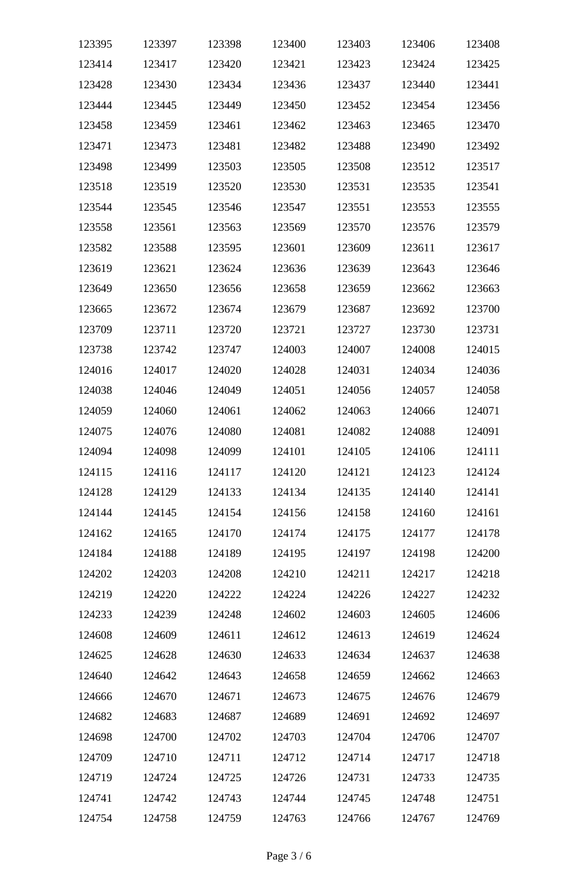| | | | | | | |
|---|---|---|---|---|---|---|
| 123395 | 123397 | 123398 | 123400 | 123403 | 123406 | 123408 |
| 123414 | 123417 | 123420 | 123421 | 123423 | 123424 | 123425 |
| 123428 | 123430 | 123434 | 123436 | 123437 | 123440 | 123441 |
| 123444 | 123445 | 123449 | 123450 | 123452 | 123454 | 123456 |
| 123458 | 123459 | 123461 | 123462 | 123463 | 123465 | 123470 |
| 123471 | 123473 | 123481 | 123482 | 123488 | 123490 | 123492 |
| 123498 | 123499 | 123503 | 123505 | 123508 | 123512 | 123517 |
| 123518 | 123519 | 123520 | 123530 | 123531 | 123535 | 123541 |
| 123544 | 123545 | 123546 | 123547 | 123551 | 123553 | 123555 |
| 123558 | 123561 | 123563 | 123569 | 123570 | 123576 | 123579 |
| 123582 | 123588 | 123595 | 123601 | 123609 | 123611 | 123617 |
| 123619 | 123621 | 123624 | 123636 | 123639 | 123643 | 123646 |
| 123649 | 123650 | 123656 | 123658 | 123659 | 123662 | 123663 |
| 123665 | 123672 | 123674 | 123679 | 123687 | 123692 | 123700 |
| 123709 | 123711 | 123720 | 123721 | 123727 | 123730 | 123731 |
| 123738 | 123742 | 123747 | 124003 | 124007 | 124008 | 124015 |
| 124016 | 124017 | 124020 | 124028 | 124031 | 124034 | 124036 |
| 124038 | 124046 | 124049 | 124051 | 124056 | 124057 | 124058 |
| 124059 | 124060 | 124061 | 124062 | 124063 | 124066 | 124071 |
| 124075 | 124076 | 124080 | 124081 | 124082 | 124088 | 124091 |
| 124094 | 124098 | 124099 | 124101 | 124105 | 124106 | 124111 |
| 124115 | 124116 | 124117 | 124120 | 124121 | 124123 | 124124 |
| 124128 | 124129 | 124133 | 124134 | 124135 | 124140 | 124141 |
| 124144 | 124145 | 124154 | 124156 | 124158 | 124160 | 124161 |
| 124162 | 124165 | 124170 | 124174 | 124175 | 124177 | 124178 |
| 124184 | 124188 | 124189 | 124195 | 124197 | 124198 | 124200 |
| 124202 | 124203 | 124208 | 124210 | 124211 | 124217 | 124218 |
| 124219 | 124220 | 124222 | 124224 | 124226 | 124227 | 124232 |
| 124233 | 124239 | 124248 | 124602 | 124603 | 124605 | 124606 |
| 124608 | 124609 | 124611 | 124612 | 124613 | 124619 | 124624 |
| 124625 | 124628 | 124630 | 124633 | 124634 | 124637 | 124638 |
| 124640 | 124642 | 124643 | 124658 | 124659 | 124662 | 124663 |
| 124666 | 124670 | 124671 | 124673 | 124675 | 124676 | 124679 |
| 124682 | 124683 | 124687 | 124689 | 124691 | 124692 | 124697 |
| 124698 | 124700 | 124702 | 124703 | 124704 | 124706 | 124707 |
| 124709 | 124710 | 124711 | 124712 | 124714 | 124717 | 124718 |
| 124719 | 124724 | 124725 | 124726 | 124731 | 124733 | 124735 |
| 124741 | 124742 | 124743 | 124744 | 124745 | 124748 | 124751 |
| 124754 | 124758 | 124759 | 124763 | 124766 | 124767 | 124769 |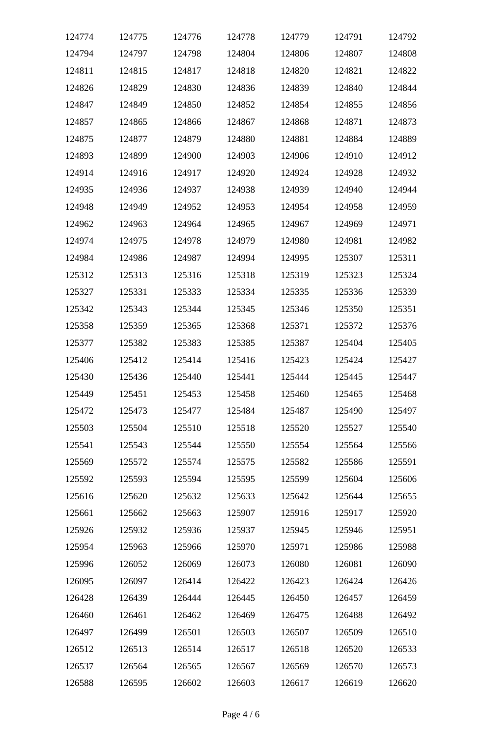| 124774 | 124775 | 124776 | 124778 | 124779 | 124791 | 124792 |
|---|---|---|---|---|---|---|
| 124794 | 124797 | 124798 | 124804 | 124806 | 124807 | 124808 |
| 124811 | 124815 | 124817 | 124818 | 124820 | 124821 | 124822 |
| 124826 | 124829 | 124830 | 124836 | 124839 | 124840 | 124844 |
| 124847 | 124849 | 124850 | 124852 | 124854 | 124855 | 124856 |
| 124857 | 124865 | 124866 | 124867 | 124868 | 124871 | 124873 |
| 124875 | 124877 | 124879 | 124880 | 124881 | 124884 | 124889 |
| 124893 | 124899 | 124900 | 124903 | 124906 | 124910 | 124912 |
| 124914 | 124916 | 124917 | 124920 | 124924 | 124928 | 124932 |
| 124935 | 124936 | 124937 | 124938 | 124939 | 124940 | 124944 |
| 124948 | 124949 | 124952 | 124953 | 124954 | 124958 | 124959 |
| 124962 | 124963 | 124964 | 124965 | 124967 | 124969 | 124971 |
| 124974 | 124975 | 124978 | 124979 | 124980 | 124981 | 124982 |
| 124984 | 124986 | 124987 | 124994 | 124995 | 125307 | 125311 |
| 125312 | 125313 | 125316 | 125318 | 125319 | 125323 | 125324 |
| 125327 | 125331 | 125333 | 125334 | 125335 | 125336 | 125339 |
| 125342 | 125343 | 125344 | 125345 | 125346 | 125350 | 125351 |
| 125358 | 125359 | 125365 | 125368 | 125371 | 125372 | 125376 |
| 125377 | 125382 | 125383 | 125385 | 125387 | 125404 | 125405 |
| 125406 | 125412 | 125414 | 125416 | 125423 | 125424 | 125427 |
| 125430 | 125436 | 125440 | 125441 | 125444 | 125445 | 125447 |
| 125449 | 125451 | 125453 | 125458 | 125460 | 125465 | 125468 |
| 125472 | 125473 | 125477 | 125484 | 125487 | 125490 | 125497 |
| 125503 | 125504 | 125510 | 125518 | 125520 | 125527 | 125540 |
| 125541 | 125543 | 125544 | 125550 | 125554 | 125564 | 125566 |
| 125569 | 125572 | 125574 | 125575 | 125582 | 125586 | 125591 |
| 125592 | 125593 | 125594 | 125595 | 125599 | 125604 | 125606 |
| 125616 | 125620 | 125632 | 125633 | 125642 | 125644 | 125655 |
| 125661 | 125662 | 125663 | 125907 | 125916 | 125917 | 125920 |
| 125926 | 125932 | 125936 | 125937 | 125945 | 125946 | 125951 |
| 125954 | 125963 | 125966 | 125970 | 125971 | 125986 | 125988 |
| 125996 | 126052 | 126069 | 126073 | 126080 | 126081 | 126090 |
| 126095 | 126097 | 126414 | 126422 | 126423 | 126424 | 126426 |
| 126428 | 126439 | 126444 | 126445 | 126450 | 126457 | 126459 |
| 126460 | 126461 | 126462 | 126469 | 126475 | 126488 | 126492 |
| 126497 | 126499 | 126501 | 126503 | 126507 | 126509 | 126510 |
| 126512 | 126513 | 126514 | 126517 | 126518 | 126520 | 126533 |
| 126537 | 126564 | 126565 | 126567 | 126569 | 126570 | 126573 |
| 126588 | 126595 | 126602 | 126603 | 126617 | 126619 | 126620 |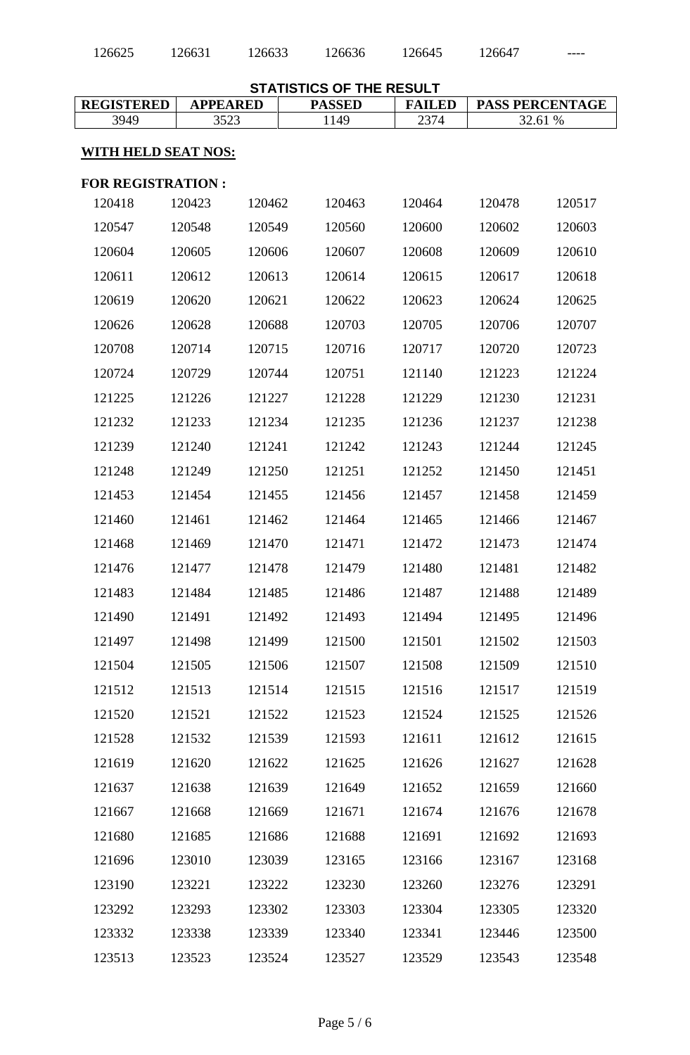| 126625 | 126631 | 126633 | 126636 | 126645 | 126647 | ---- |
|---|---|---|---|---|---|---|

**STATISTICS OF THE RESULT**

| REGISTERED | APPEARED | PASSED | FAILED | PASS PERCENTAGE |
|---|---|---|---|---|
| 3949 | 3523 | 1149 | 2374 | 32.61 % |

**WITH HELD SEAT NOS:**

**FOR REGISTRATION :**

| | | | | | | |
|---|---|---|---|---|---|---|
| 120418 | 120423 | 120462 | 120463 | 120464 | 120478 | 120517 |
| 120547 | 120548 | 120549 | 120560 | 120600 | 120602 | 120603 |
| 120604 | 120605 | 120606 | 120607 | 120608 | 120609 | 120610 |
| 120611 | 120612 | 120613 | 120614 | 120615 | 120617 | 120618 |
| 120619 | 120620 | 120621 | 120622 | 120623 | 120624 | 120625 |
| 120626 | 120628 | 120688 | 120703 | 120705 | 120706 | 120707 |
| 120708 | 120714 | 120715 | 120716 | 120717 | 120720 | 120723 |
| 120724 | 120729 | 120744 | 120751 | 121140 | 121223 | 121224 |
| 121225 | 121226 | 121227 | 121228 | 121229 | 121230 | 121231 |
| 121232 | 121233 | 121234 | 121235 | 121236 | 121237 | 121238 |
| 121239 | 121240 | 121241 | 121242 | 121243 | 121244 | 121245 |
| 121248 | 121249 | 121250 | 121251 | 121252 | 121450 | 121451 |
| 121453 | 121454 | 121455 | 121456 | 121457 | 121458 | 121459 |
| 121460 | 121461 | 121462 | 121464 | 121465 | 121466 | 121467 |
| 121468 | 121469 | 121470 | 121471 | 121472 | 121473 | 121474 |
| 121476 | 121477 | 121478 | 121479 | 121480 | 121481 | 121482 |
| 121483 | 121484 | 121485 | 121486 | 121487 | 121488 | 121489 |
| 121490 | 121491 | 121492 | 121493 | 121494 | 121495 | 121496 |
| 121497 | 121498 | 121499 | 121500 | 121501 | 121502 | 121503 |
| 121504 | 121505 | 121506 | 121507 | 121508 | 121509 | 121510 |
| 121512 | 121513 | 121514 | 121515 | 121516 | 121517 | 121519 |
| 121520 | 121521 | 121522 | 121523 | 121524 | 121525 | 121526 |
| 121528 | 121532 | 121539 | 121593 | 121611 | 121612 | 121615 |
| 121619 | 121620 | 121622 | 121625 | 121626 | 121627 | 121628 |
| 121637 | 121638 | 121639 | 121649 | 121652 | 121659 | 121660 |
| 121667 | 121668 | 121669 | 121671 | 121674 | 121676 | 121678 |
| 121680 | 121685 | 121686 | 121688 | 121691 | 121692 | 121693 |
| 121696 | 123010 | 123039 | 123165 | 123166 | 123167 | 123168 |
| 123190 | 123221 | 123222 | 123230 | 123260 | 123276 | 123291 |
| 123292 | 123293 | 123302 | 123303 | 123304 | 123305 | 123320 |
| 123332 | 123338 | 123339 | 123340 | 123341 | 123446 | 123500 |
| 123513 | 123523 | 123524 | 123527 | 123529 | 123543 | 123548 |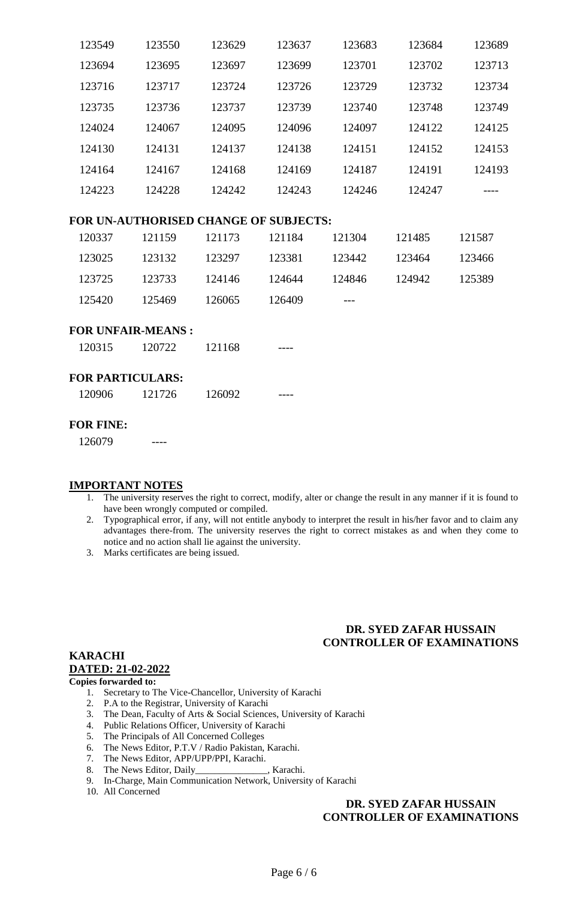| | | | | | | |
|---|---|---|---|---|---|---|
| 123549 | 123550 | 123629 | 123637 | 123683 | 123684 | 123689 |
| 123694 | 123695 | 123697 | 123699 | 123701 | 123702 | 123713 |
| 123716 | 123717 | 123724 | 123726 | 123729 | 123732 | 123734 |
| 123735 | 123736 | 123737 | 123739 | 123740 | 123748 | 123749 |
| 124024 | 124067 | 124095 | 124096 | 124097 | 124122 | 124125 |
| 124130 | 124131 | 124137 | 124138 | 124151 | 124152 | 124153 |
| 124164 | 124167 | 124168 | 124169 | 124187 | 124191 | 124193 |
| 124223 | 124228 | 124242 | 124243 | 124246 | 124247 | ---- |

**FOR UN-AUTHORISED CHANGE OF SUBJECTS:**

| | | | | | | |
|---|---|---|---|---|---|---|
| 120337 | 121159 | 121173 | 121184 | 121304 | 121485 | 121587 |
| 123025 | 123132 | 123297 | 123381 | 123442 | 123464 | 123466 |
| 123725 | 123733 | 124146 | 124644 | 124846 | 124942 | 125389 |
| 125420 | 125469 | 126065 | 126409 | --- | | |

**FOR UNFAIR-MEANS :**

| | | | |
|---|---|---|---|
| 120315 | 120722 | 121168 | ---- |

**FOR PARTICULARS:**

| | | | |
|---|---|---|---|
| 120906 | 121726 | 126092 | ---- |

**FOR FINE:**

| | |
|---|---|
| 126079 | ---- |

**IMPORTANT NOTES**

1. The university reserves the right to correct, modify, alter or change the result in any manner if it is found to have been wrongly computed or compiled.
2. Typographical error, if any, will not entitle anybody to interpret the result in his/her favor and to claim any advantages there-from. The university reserves the right to correct mistakes as and when they come to notice and no action shall lie against the university.
3. Marks certificates are being issued.

**DR. SYED ZAFAR HUSSAIN**
**CONTROLLER OF EXAMINATIONS**

**KARACHI**
**DATED: 21-02-2022**

**Copies forwarded to:**

1. Secretary to The Vice-Chancellor, University of Karachi
2. P.A to the Registrar, University of Karachi
3. The Dean, Faculty of Arts & Social Sciences, University of Karachi
4. Public Relations Officer, University of Karachi
5. The Principals of All Concerned Colleges
6. The News Editor, P.T.V / Radio Pakistan, Karachi.
7. The News Editor, APP/UPP/PPI, Karachi.
8. The News Editor, Daily_______________, Karachi.
9. In-Charge, Main Communication Network, University of Karachi
10. All Concerned

**DR. SYED ZAFAR HUSSAIN**
**CONTROLLER OF EXAMINATIONS**